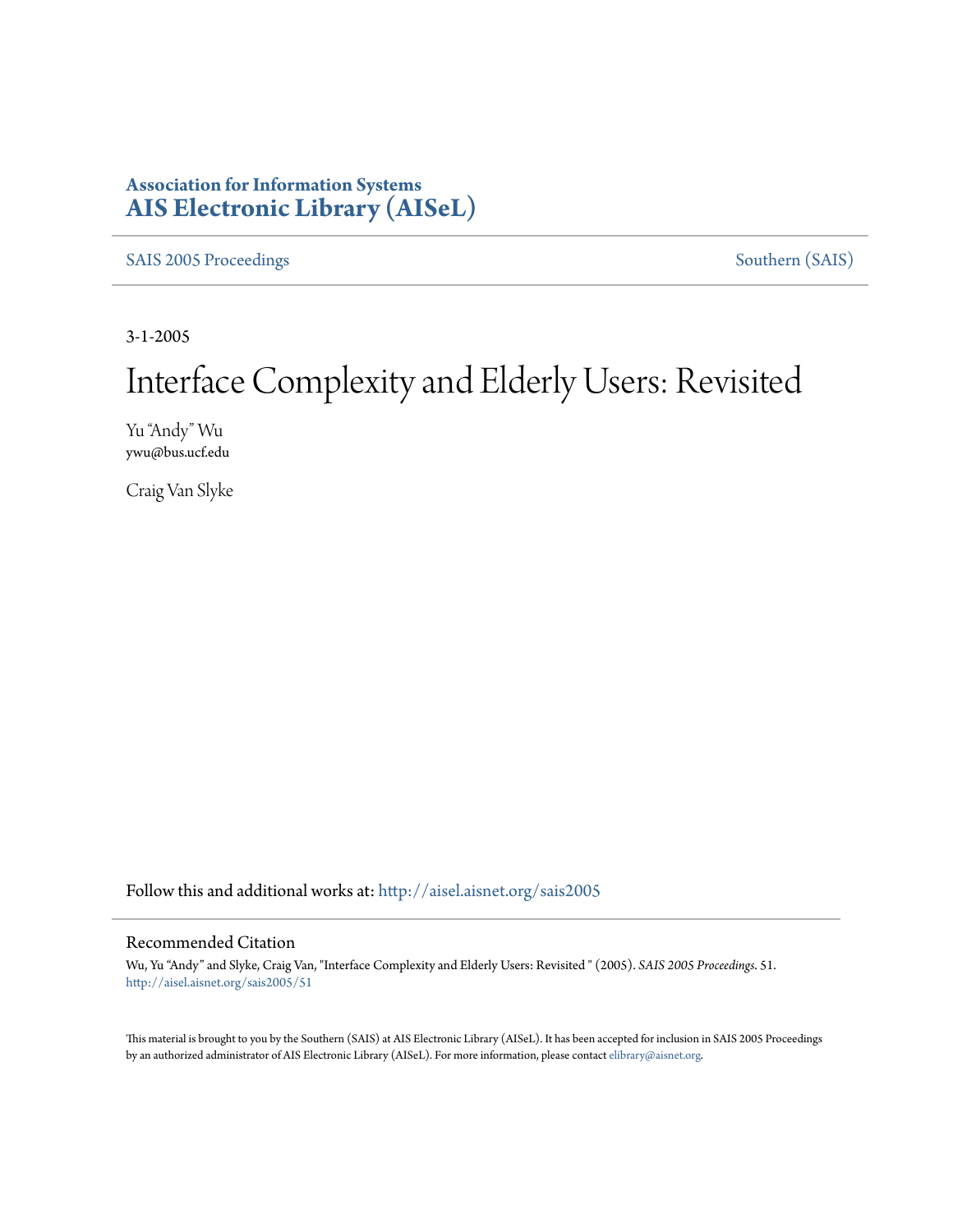**Association for Information Systems**
**AIS Electronic Library (AISeL)**

SAIS 2005 Proceedings — Southern (SAIS)

3-1-2005

# Interface Complexity and Elderly Users: Revisited

Yu "Andy" Wu
ywu@bus.ucf.edu

Craig Van Slyke

Follow this and additional works at: http://aisel.aisnet.org/sais2005

## Recommended Citation

Wu, Yu "Andy" and Slyke, Craig Van, "Interface Complexity and Elderly Users: Revisited " (2005). *SAIS 2005 Proceedings*. 51.
http://aisel.aisnet.org/sais2005/51

This material is brought to you by the Southern (SAIS) at AIS Electronic Library (AISeL). It has been accepted for inclusion in SAIS 2005 Proceedings by an authorized administrator of AIS Electronic Library (AISeL). For more information, please contact elibrary@aisnet.org.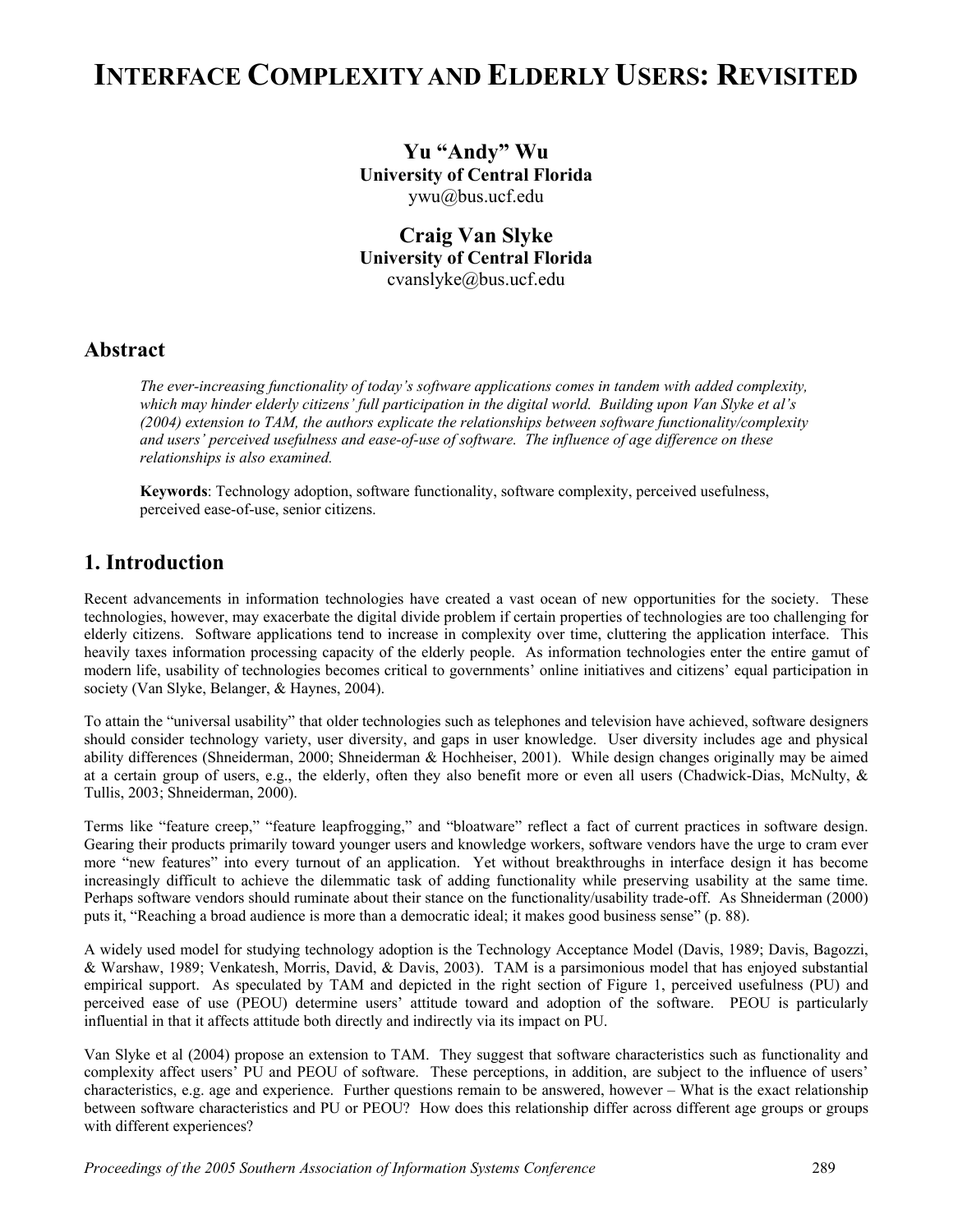# INTERFACE COMPLEXITY AND ELDERLY USERS: REVISITED

**Yu "Andy" Wu**
**University of Central Florida**
ywu@bus.ucf.edu

**Craig Van Slyke**
**University of Central Florida**
cvanslyke@bus.ucf.edu

## Abstract

*The ever-increasing functionality of today's software applications comes in tandem with added complexity, which may hinder elderly citizens' full participation in the digital world. Building upon Van Slyke et al's (2004) extension to TAM, the authors explicate the relationships between software functionality/complexity and users' perceived usefulness and ease-of-use of software. The influence of age difference on these relationships is also examined.*

**Keywords**: Technology adoption, software functionality, software complexity, perceived usefulness, perceived ease-of-use, senior citizens.

## 1. Introduction

Recent advancements in information technologies have created a vast ocean of new opportunities for the society. These technologies, however, may exacerbate the digital divide problem if certain properties of technologies are too challenging for elderly citizens. Software applications tend to increase in complexity over time, cluttering the application interface. This heavily taxes information processing capacity of the elderly people. As information technologies enter the entire gamut of modern life, usability of technologies becomes critical to governments' online initiatives and citizens' equal participation in society (Van Slyke, Belanger, & Haynes, 2004).

To attain the "universal usability" that older technologies such as telephones and television have achieved, software designers should consider technology variety, user diversity, and gaps in user knowledge. User diversity includes age and physical ability differences (Shneiderman, 2000; Shneiderman & Hochheiser, 2001). While design changes originally may be aimed at a certain group of users, e.g., the elderly, often they also benefit more or even all users (Chadwick-Dias, McNulty, & Tullis, 2003; Shneiderman, 2000).

Terms like "feature creep," "feature leapfrogging," and "bloatware" reflect a fact of current practices in software design. Gearing their products primarily toward younger users and knowledge workers, software vendors have the urge to cram ever more "new features" into every turnout of an application. Yet without breakthroughs in interface design it has become increasingly difficult to achieve the dilemmatic task of adding functionality while preserving usability at the same time. Perhaps software vendors should ruminate about their stance on the functionality/usability trade-off. As Shneiderman (2000) puts it, "Reaching a broad audience is more than a democratic ideal; it makes good business sense" (p. 88).

A widely used model for studying technology adoption is the Technology Acceptance Model (Davis, 1989; Davis, Bagozzi, & Warshaw, 1989; Venkatesh, Morris, David, & Davis, 2003). TAM is a parsimonious model that has enjoyed substantial empirical support. As speculated by TAM and depicted in the right section of Figure 1, perceived usefulness (PU) and perceived ease of use (PEOU) determine users' attitude toward and adoption of the software. PEOU is particularly influential in that it affects attitude both directly and indirectly via its impact on PU.

Van Slyke et al (2004) propose an extension to TAM. They suggest that software characteristics such as functionality and complexity affect users' PU and PEOU of software. These perceptions, in addition, are subject to the influence of users' characteristics, e.g. age and experience. Further questions remain to be answered, however – What is the exact relationship between software characteristics and PU or PEOU? How does this relationship differ across different age groups or groups with different experiences?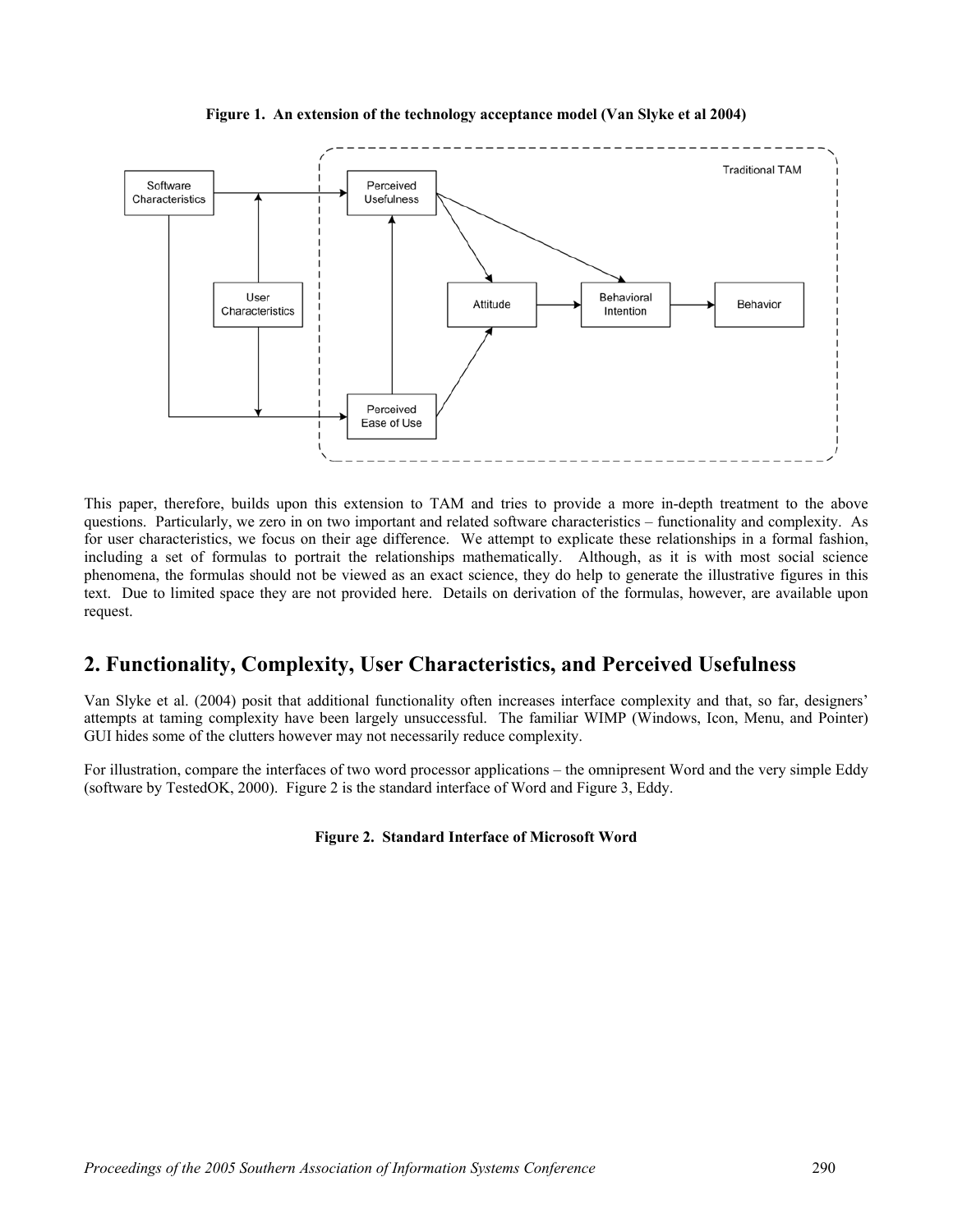**Figure 1. An extension of the technology acceptance model (Van Slyke et al 2004)**

This paper, therefore, builds upon this extension to TAM and tries to provide a more in-depth treatment to the above questions. Particularly, we zero in on two important and related software characteristics – functionality and complexity. As for user characteristics, we focus on their age difference. We attempt to explicate these relationships in a formal fashion, including a set of formulas to portrait the relationships mathematically. Although, as it is with most social science phenomena, the formulas should not be viewed as an exact science, they do help to generate the illustrative figures in this text. Due to limited space they are not provided here. Details on derivation of the formulas, however, are available upon request.

## 2. Functionality, Complexity, User Characteristics, and Perceived Usefulness

Van Slyke et al. (2004) posit that additional functionality often increases interface complexity and that, so far, designers' attempts at taming complexity have been largely unsuccessful. The familiar WIMP (Windows, Icon, Menu, and Pointer) GUI hides some of the clutters however may not necessarily reduce complexity.

For illustration, compare the interfaces of two word processor applications – the omnipresent Word and the very simple Eddy (software by TestedOK, 2000). Figure 2 is the standard interface of Word and Figure 3, Eddy.

**Figure 2. Standard Interface of Microsoft Word**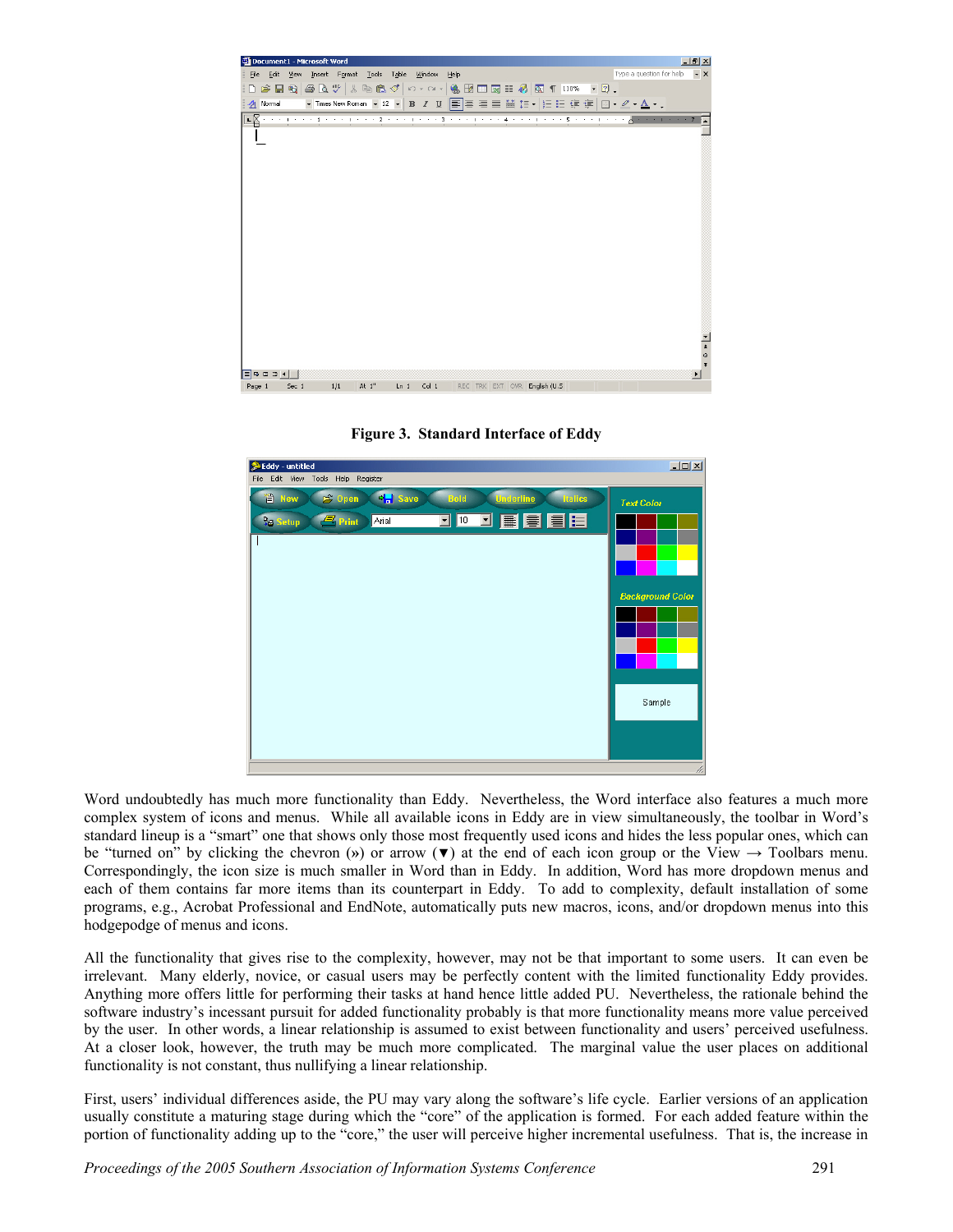**Figure 3. Standard Interface of Eddy**

Word undoubtedly has much more functionality than Eddy. Nevertheless, the Word interface also features a much more complex system of icons and menus. While all available icons in Eddy are in view simultaneously, the toolbar in Word's standard lineup is a "smart" one that shows only those most frequently used icons and hides the less popular ones, which can be "turned on" by clicking the chevron (») or arrow (▼) at the end of each icon group or the View → Toolbars menu. Correspondingly, the icon size is much smaller in Word than in Eddy. In addition, Word has more dropdown menus and each of them contains far more items than its counterpart in Eddy. To add to complexity, default installation of some programs, e.g., Acrobat Professional and EndNote, automatically puts new macros, icons, and/or dropdown menus into this hodgepodge of menus and icons.

All the functionality that gives rise to the complexity, however, may not be that important to some users. It can even be irrelevant. Many elderly, novice, or casual users may be perfectly content with the limited functionality Eddy provides. Anything more offers little for performing their tasks at hand and hence little added PU. Nevertheless, the rationale behind the software industry's incessant pursuit for added functionality probably is that more functionality means more value perceived by the user. In other words, a linear relationship is assumed to exist between functionality and users' perceived usefulness. At a closer look, however, the truth may be much more complicated. The marginal value the user places on additional functionality is not constant, thus nullifying a linear relationship.

First, users' individual differences aside, the PU may vary along the software's life cycle. Earlier versions of an application usually constitute a maturing stage during which the "core" of the application is formed. For each added feature within the portion of functionality adding up to the "core," the user will perceive higher incremental usefulness. That is, the increase in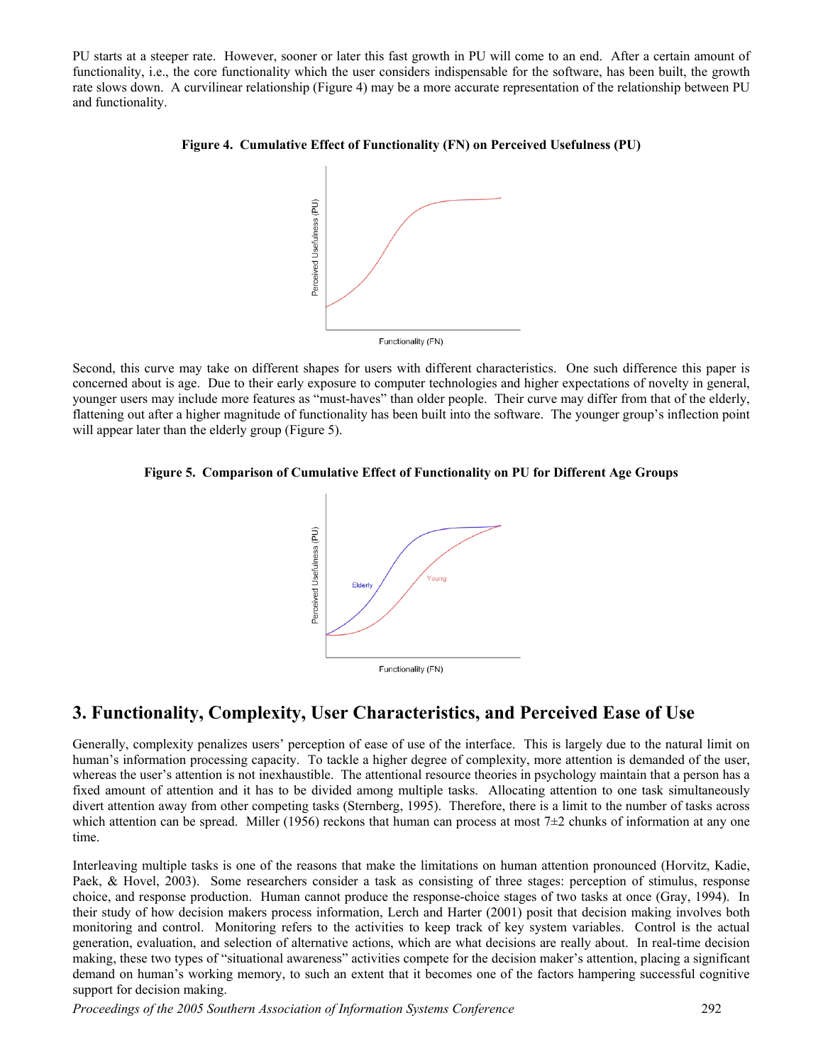PU starts at a steeper rate. However, sooner or later this fast growth in PU will come to an end. After a certain amount of functionality, i.e., the core functionality which the user considers indispensable for the software, has been built, the growth rate slows down. A curvilinear relationship (Figure 4) may be a more accurate representation of the relationship between PU and functionality.

**Figure 4. Cumulative Effect of Functionality (FN) on Perceived Usefulness (PU)**

Second, this curve may take on different shapes for users with different characteristics. One such difference this paper is concerned about is age. Due to their early exposure to computer technologies and higher expectations of novelty in general, younger users may include more features as "must-haves" than older people. Their curve may differ from that of the elderly, flattening out after a higher magnitude of functionality has been built into the software. The younger group's inflection point will appear later than the elderly group (Figure 5).

**Figure 5. Comparison of Cumulative Effect of Functionality on PU for Different Age Groups**

## 3. Functionality, Complexity, User Characteristics, and Perceived Ease of Use

Generally, complexity penalizes users' perception of ease of use of the interface. This is largely due to the natural limit on human's information processing capacity. To tackle a higher degree of complexity, more attention is demanded of the user, whereas the user's attention is not inexhaustible. The attentional resource theories in psychology maintain that a person has a fixed amount of attention and it has to be divided among multiple tasks. Allocating attention to one task simultaneously divert attention away from other competing tasks (Sternberg, 1995). Therefore, there is a limit to the number of tasks across which attention can be spread. Miller (1956) reckons that human can process at most 7±2 chunks of information at any one time.

Interleaving multiple tasks is one of the reasons that make the limitations on human attention pronounced (Horvitz, Kadie, Paek, & Hovel, 2003). Some researchers consider a task as consisting of three stages: perception of stimulus, response choice, and response production. Human cannot produce the response-choice stages of two tasks at once (Gray, 1994). In their study of how decision makers process information, Lerch and Harter (2001) posit that decision making involves both monitoring and control. Monitoring refers to the activities to keep track of key system variables. Control is the actual generation, evaluation, and selection of alternative actions, which are what decisions are really about. In real-time decision making, these two types of "situational awareness" activities compete for the decision maker's attention, placing a significant demand on human's working memory, to such an extent that it becomes one of the factors hampering successful cognitive support for decision making.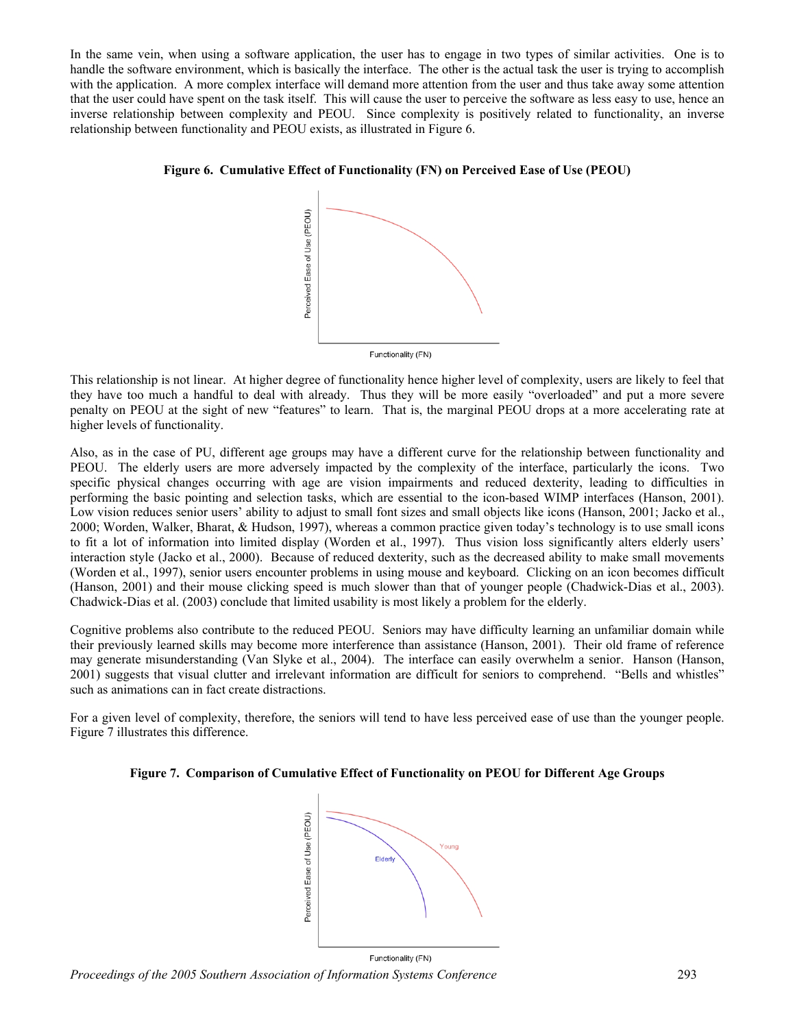In the same vein, when using a software application, the user has to engage in two types of similar activities. One is to handle the software environment, which is basically the interface. The other is the actual task the user is trying to accomplish with the application. A more complex interface will demand more attention from the user and thus take away some attention that the user could have spent on the task itself. This will cause the user to perceive the software as less easy to use, hence an inverse relationship between complexity and PEOU. Since complexity is positively related to functionality, an inverse relationship between functionality and PEOU exists, as illustrated in Figure 6.

**Figure 6. Cumulative Effect of Functionality (FN) on Perceived Ease of Use (PEOU)**

This relationship is not linear. At higher degree of functionality hence higher level of complexity, users are likely to feel that they have too much a handful to deal with already. Thus they will be more easily "overloaded" and put a more severe penalty on PEOU at the sight of new "features" to learn. That is, the marginal PEOU drops at a more accelerating rate at higher levels of functionality.

Also, as in the case of PU, different age groups may have a different curve for the relationship between functionality and PEOU. The elderly users are more adversely impacted by the complexity of the interface, particularly the icons. Two specific physical changes occurring with age are vision impairments and reduced dexterity, leading to difficulties in performing the basic pointing and selection tasks, which are essential to the icon-based WIMP interfaces (Hanson, 2001). Low vision reduces senior users' ability to adjust to small font sizes and small objects like icons (Hanson, 2001; Jacko et al., 2000; Worden, Walker, Bharat, & Hudson, 1997), whereas a common practice given today's technology is to use small icons to fit a lot of information into limited display (Worden et al., 1997). Thus vision loss significantly alters elderly users' interaction style (Jacko et al., 2000). Because of reduced dexterity, such as the decreased ability to make small movements (Worden et al., 1997), senior users encounter problems in using mouse and keyboard. Clicking on an icon becomes difficult (Hanson, 2001) and their mouse clicking speed is much slower than that of younger people (Chadwick-Dias et al., 2003). Chadwick-Dias et al. (2003) conclude that limited usability is most likely a problem for the elderly.

Cognitive problems also contribute to the reduced PEOU. Seniors may have difficulty learning an unfamiliar domain while their previously learned skills may become more interference than assistance (Hanson, 2001). Their old frame of reference may generate misunderstanding (Van Slyke et al., 2004). The interface can easily overwhelm a senior. Hanson (Hanson, 2001) suggests that visual clutter and irrelevant information are difficult for seniors to comprehend. "Bells and whistles" such as animations can in fact create distractions.

For a given level of complexity, therefore, the seniors will tend to have less perceived ease of use than the younger people. Figure 7 illustrates this difference.

**Figure 7. Comparison of Cumulative Effect of Functionality on PEOU for Different Age Groups**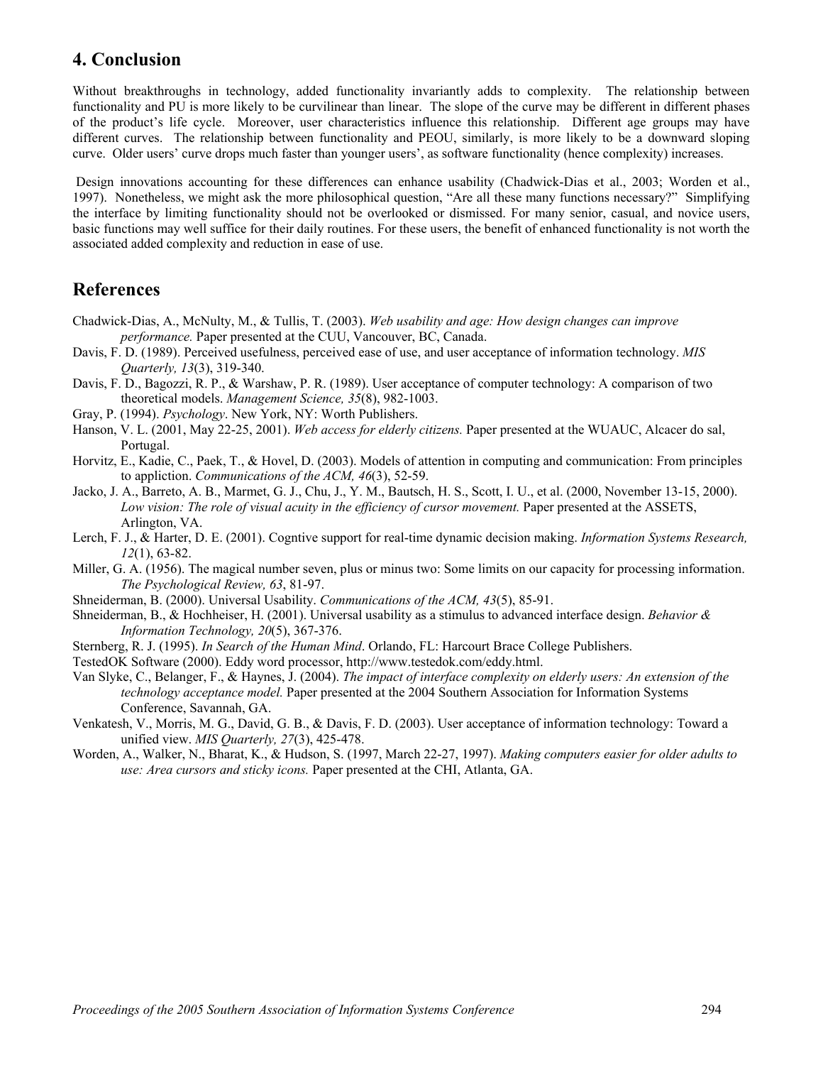## 4. Conclusion

Without breakthroughs in technology, added functionality invariantly adds to complexity. The relationship between functionality and PU is more likely to be curvilinear than linear. The slope of the curve may be different in different phases of the product's life cycle. Moreover, user characteristics influence this relationship. Different age groups may have different curves. The relationship between functionality and PEOU, similarly, is more likely to be a downward sloping curve. Older users' curve drops much faster than younger users', as software functionality (hence complexity) increases.

Design innovations accounting for these differences can enhance usability (Chadwick-Dias et al., 2003; Worden et al., 1997). Nonetheless, we might ask the more philosophical question, "Are all these many functions necessary?" Simplifying the interface by limiting functionality should not be overlooked or dismissed. For many senior, casual, and novice users, basic functions may well suffice for their daily routines. For these users, the benefit of enhanced functionality is not worth the associated added complexity and reduction in ease of use.

## References

Chadwick-Dias, A., McNulty, M., & Tullis, T. (2003). *Web usability and age: How design changes can improve performance.* Paper presented at the CUU, Vancouver, BC, Canada.

Davis, F. D. (1989). Perceived usefulness, perceived ease of use, and user acceptance of information technology. *MIS Quarterly, 13*(3), 319-340.

Davis, F. D., Bagozzi, R. P., & Warshaw, P. R. (1989). User acceptance of computer technology: A comparison of two theoretical models. *Management Science, 35*(8), 982-1003.

Gray, P. (1994). *Psychology*. New York, NY: Worth Publishers.

Hanson, V. L. (2001, May 22-25, 2001). *Web access for elderly citizens.* Paper presented at the WUAUC, Alcacer do sal, Portugal.

Horvitz, E., Kadie, C., Paek, T., & Hovel, D. (2003). Models of attention in computing and communication: From principles to appliction. *Communications of the ACM, 46*(3), 52-59.

Jacko, J. A., Barreto, A. B., Marmet, G. J., Chu, J., Y. M., Bautsch, H. S., Scott, I. U., et al. (2000, November 13-15, 2000). *Low vision: The role of visual acuity in the efficiency of cursor movement.* Paper presented at the ASSETS, Arlington, VA.

Lerch, F. J., & Harter, D. E. (2001). Cogntive support for real-time dynamic decision making. *Information Systems Research, 12*(1), 63-82.

Miller, G. A. (1956). The magical number seven, plus or minus two: Some limits on our capacity for processing information. *The Psychological Review, 63*, 81-97.

Shneiderman, B. (2000). Universal Usability. *Communications of the ACM, 43*(5), 85-91.

Shneiderman, B., & Hochheiser, H. (2001). Universal usability as a stimulus to advanced interface design. *Behavior & Information Technology, 20*(5), 367-376.

Sternberg, R. J. (1995). *In Search of the Human Mind*. Orlando, FL: Harcourt Brace College Publishers.

TestedOK Software (2000). Eddy word processor, http://www.testedok.com/eddy.html.

Van Slyke, C., Belanger, F., & Haynes, J. (2004). *The impact of interface complexity on elderly users: An extension of the technology acceptance model.* Paper presented at the 2004 Southern Association for Information Systems Conference, Savannah, GA.

Venkatesh, V., Morris, M. G., David, G. B., & Davis, F. D. (2003). User acceptance of information technology: Toward a unified view. *MIS Quarterly, 27*(3), 425-478.

Worden, A., Walker, N., Bharat, K., & Hudson, S. (1997, March 22-27, 1997). *Making computers easier for older adults to use: Area cursors and sticky icons.* Paper presented at the CHI, Atlanta, GA.